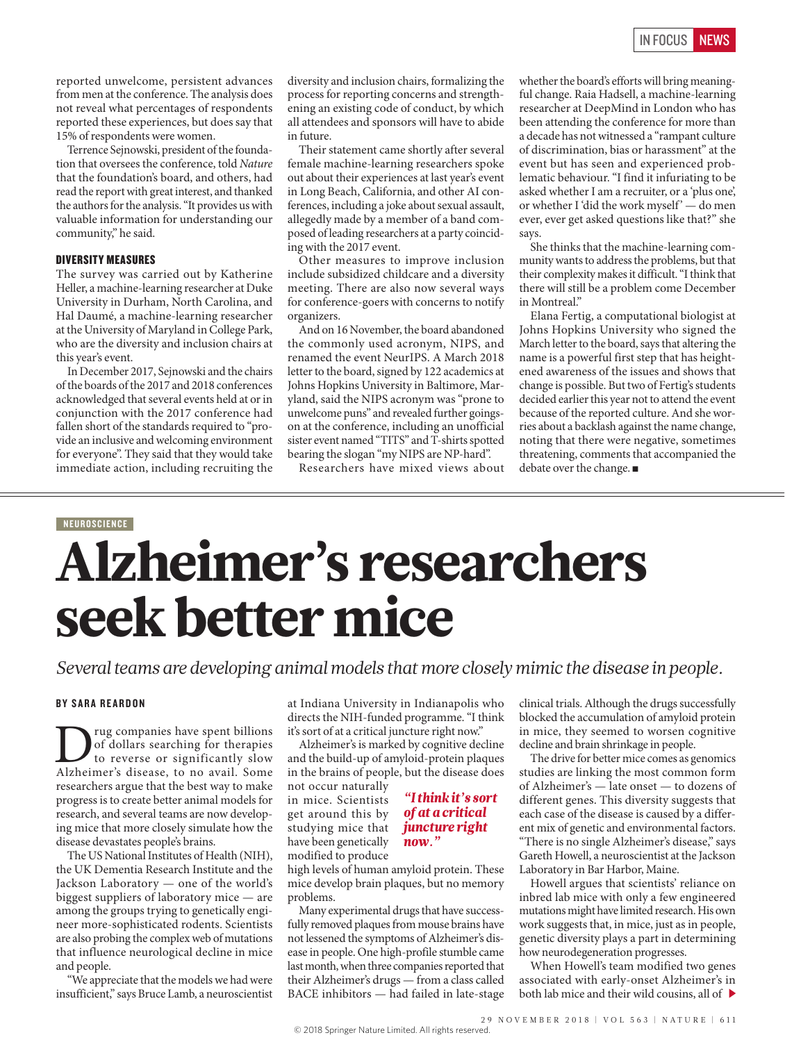reported unwelcome, persistent advances from men at the conference. The analysis does not reveal what percentages of respondents reported these experiences, but does say that 15% of respondents were women.

Terrence Sejnowski, president of the foundation that oversees the conference, told *Nature* that the foundation's board, and others, had read the report with great interest, and thanked the authors for the analysis. "It provides us with valuable information for understanding our community," he said.

### DIVERSITY MEASURES

The survey was carried out by Katherine Heller, a machine-learning researcher at Duke University in Durham, North Carolina, and Hal Daumé, a machine-learning researcher at the University of Maryland in College Park, who are the diversity and inclusion chairs at this year's event.

In December 2017, Sejnowski and the chairs of the boards of the 2017 and 2018 conferences acknowledged that several events held at or in conjunction with the 2017 conference had fallen short of the standards required to "provide an inclusive and welcoming environment for everyone". They said that they would take immediate action, including recruiting the diversity and inclusion chairs, formalizing the process for reporting concerns and strengthening an existing code of conduct, by which all attendees and sponsors will have to abide in future.

Their statement came shortly after several female machine-learning researchers spoke out about their experiences at last year's event in Long Beach, California, and other AI conferences, including a joke about sexual assault, allegedly made by a member of a band composed of leading researchers at a party coinciding with the 2017 event.

Other measures to improve inclusion include subsidized childcare and a diversity meeting. There are also now several ways for conference-goers with concerns to notify organizers.

And on 16 November, the board abandoned the commonly used acronym, NIPS, and renamed the event NeurIPS. A March 2018 letter to the board, signed by 122 academics at Johns Hopkins University in Baltimore, Maryland, said the NIPS acronym was "prone to unwelcome puns" and revealed further goings-on at the conference, including an unofficial sister event named "TITS" and T-shirts spotted bearing the slogan "my NIPS are NP-hard".

Researchers have mixed views about whether the board's efforts will bring meaningful change. Raia Hadsell, a machine-learning researcher at DeepMind in London who has been attending the conference for more than a decade has not witnessed a "rampant culture of discrimination, bias or harassment" at the event but has seen and experienced problematic behaviour. "I find it infuriating to be asked whether I am a recruiter, or a 'plus one', or whether I 'did the work myself' — do men ever, ever get asked questions like that?" she says.

She thinks that the machine-learning community wants to address the problems, but that their complexity makes it difficult. "I think that there will still be a problem come December in Montreal."

Elana Fertig, a computational biologist at Johns Hopkins University who signed the March letter to the board, says that altering the name is a powerful first step that has heightened awareness of the issues and shows that change is possible. But two of Fertig's students decided earlier this year not to attend the event because of the reported culture. And she worries about a backlash against the name change, noting that there were negative, sometimes threatening, comments that accompanied the debate over the change. ■

NEUROSCIENCE

# Alzheimer's researchers seek better mice

*Several teams are developing animal models that more closely mimic the disease in people.*

**BY SARA REARDON**

Drug companies have spent billions of dollars searching for therapies to reverse or significantly slow Alzheimer's disease, to no avail. Some researchers argue that the best way to make progress is to create better animal models for research, and several teams are now developing mice that more closely simulate how the disease devastates people's brains.

The US National Institutes of Health (NIH), the UK Dementia Research Institute and the Jackson Laboratory — one of the world's biggest suppliers of laboratory mice — are among the groups trying to genetically engineer more-sophisticated rodents. Scientists are also probing the complex web of mutations that influence neurological decline in mice and people.

"We appreciate that the models we had were insufficient," says Bruce Lamb, a neuroscientist at Indiana University in Indianapolis who directs the NIH-funded programme. "I think it's sort of at a critical juncture right now."

Alzheimer's is marked by cognitive decline and the build-up of amyloid-protein plaques in the brains of people, but the disease does not occur naturally in mice. Scientists get around this by studying mice that have been genetically modified to produce high levels of human amyloid protein. These mice develop brain plaques, but no memory problems.

> ***"I think it's sort of at a critical juncture right now."***

Many experimental drugs that have successfully removed plaques from mouse brains have not lessened the symptoms of Alzheimer's disease in people. One high-profile stumble came last month, when three companies reported that their Alzheimer's drugs — from a class called BACE inhibitors — had failed in late-stage clinical trials. Although the drugs successfully blocked the accumulation of amyloid protein in mice, they seemed to worsen cognitive decline and brain shrinkage in people.

The drive for better mice comes as genomics studies are linking the most common form of Alzheimer's — late onset — to dozens of different genes. This diversity suggests that each case of the disease is caused by a different mix of genetic and environmental factors. "There is no single Alzheimer's disease," says Gareth Howell, a neuroscientist at the Jackson Laboratory in Bar Harbor, Maine.

Howell argues that scientists' reliance on inbred lab mice with only a few engineered mutations might have limited research. His own work suggests that, in mice, just as in people, genetic diversity plays a part in determining how neurodegeneration progresses.

When Howell's team modified two genes associated with early-onset Alzheimer's in both lab mice and their wild cousins, all of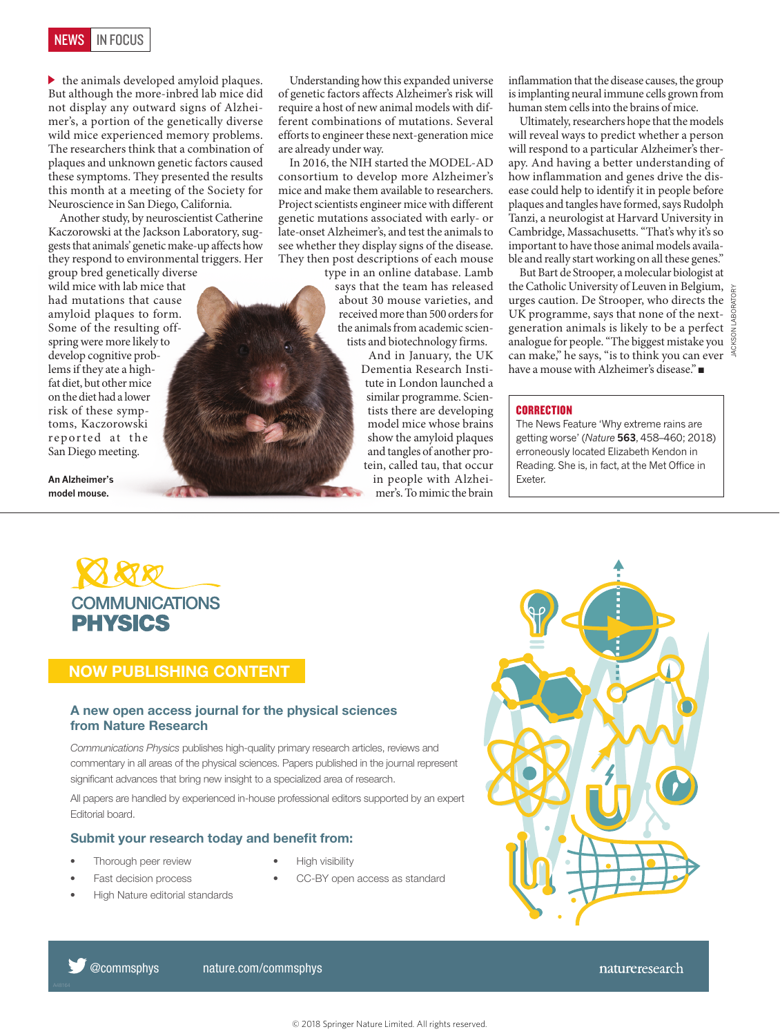the animals developed amyloid plaques. But although the more-inbred lab mice did not display any outward signs of Alzheimer's, a portion of the genetically diverse wild mice experienced memory problems. The researchers think that a combination of plaques and unknown genetic factors caused these symptoms. They presented the results this month at a meeting of the Society for Neuroscience in San Diego, California.

Another study, by neuroscientist Catherine Kaczorowski at the Jackson Laboratory, suggests that animals' genetic make-up affects how they respond to environmental triggers. Her group bred genetically diverse wild mice with lab mice that had mutations that cause amyloid plaques to form. Some of the resulting offspring were more likely to develop cognitive problems if they ate a high-fat diet, but other mice on the diet had a lower risk of these symptoms, Kaczorowski reported at the San Diego meeting.

**An Alzheimer's model mouse.**

Understanding how this expanded universe of genetic factors affects Alzheimer's risk will require a host of new animal models with different combinations of mutations. Several efforts to engineer these next-generation mice are already under way.

In 2016, the NIH started the MODEL-AD consortium to develop more Alzheimer's mice and make them available to researchers. Project scientists engineer mice with different genetic mutations associated with early- or late-onset Alzheimer's, and test the animals to see whether they display signs of the disease. They then post descriptions of each mouse type in an online database. Lamb says that the team has released about 30 mouse varieties, and received more than 500 orders for the animals from academic scientists and biotechnology firms.

And in January, the UK Dementia Research Institute in London launched a similar programme. Scientists there are developing model mice whose brains show the amyloid plaques and tangles of another protein, called tau, that occur in people with Alzheimer's. To mimic the brain inflammation that the disease causes, the group is implanting neural immune cells grown from human stem cells into the brains of mice.

Ultimately, researchers hope that the models will reveal ways to predict whether a person will respond to a particular Alzheimer's therapy. And having a better understanding of how inflammation and genes drive the disease could help to identify it in people before plaques and tangles have formed, says Rudolph Tanzi, a neurologist at Harvard University in Cambridge, Massachusetts. "That's why it's so important to have those animal models available and really start working on all these genes."

But Bart de Strooper, a molecular biologist at the Catholic University of Leuven in Belgium, urges caution. De Strooper, who directs the UK programme, says that none of the next-generation animals is likely to be a perfect analogue for people. "The biggest mistake you can make," he says, "is to think you can ever have a mouse with Alzheimer's disease." ■

JACKSON LABORATORY

## CORRECTION

The News Feature 'Why extreme rains are getting worse' (*Nature* **563**, 458–460; 2018) erroneously located Elizabeth Kendon in Reading. She is, in fact, at the Met Office in Exeter.

---

# COMMUNICATIONS PHYSICS

## NOW PUBLISHING CONTENT

### A new open access journal for the physical sciences from Nature Research

*Communications Physics* publishes high-quality primary research articles, reviews and commentary in all areas of the physical sciences. Papers published in the journal represent significant advances that bring new insight to a specialized area of research.

All papers are handled by experienced in-house professional editors supported by an expert Editorial board.

### Submit your research today and benefit from:

- Thorough peer review
- Fast decision process
- High Nature editorial standards
- High visibility
- CC-BY open access as standard

@commsphys    nature.com/commsphys    natureresearch